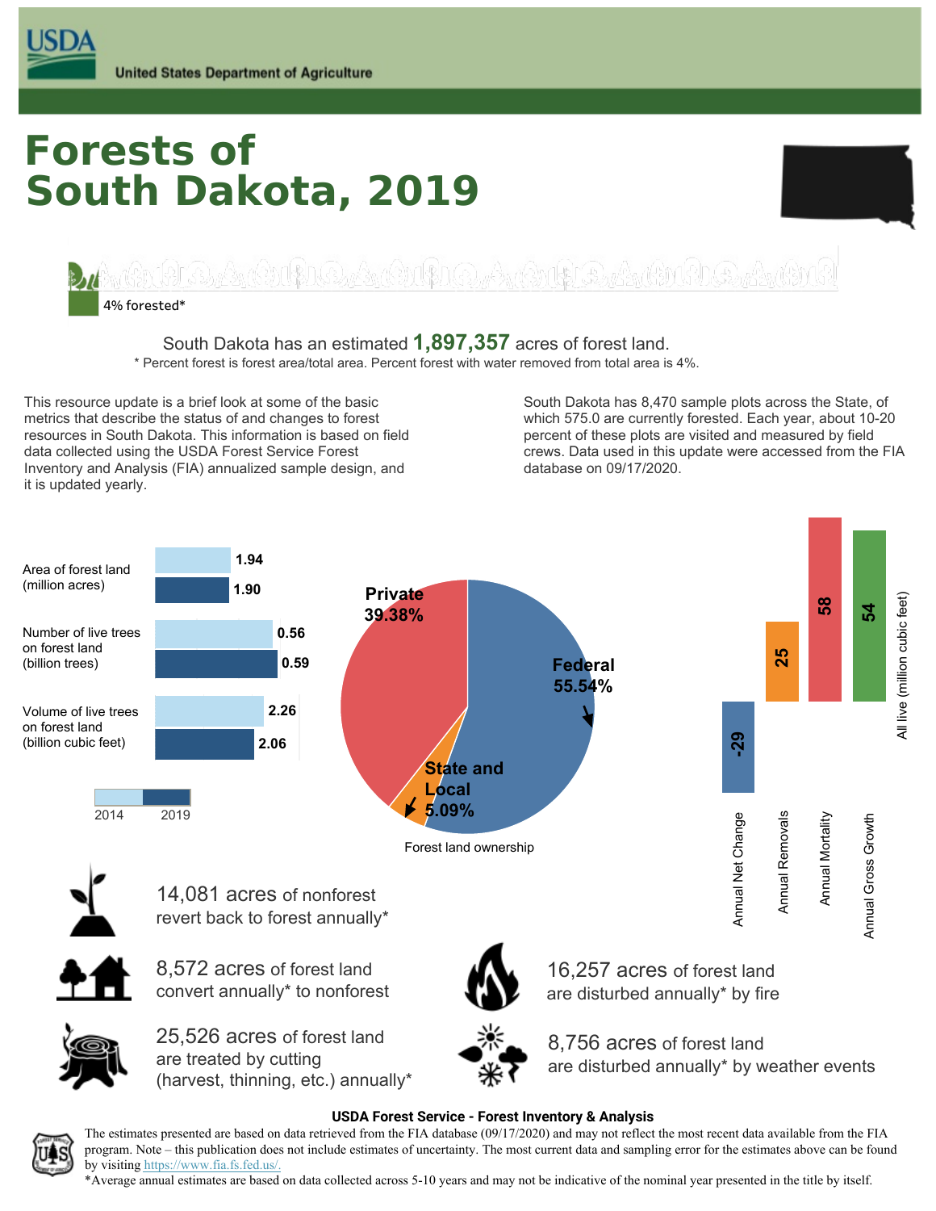**USDA**

United States Department of Agriculture

# Forests of South Dakota, 2019

4% forested*

South Dakota has an estimated **1,897,357** acres of forest land.

* Percent forest is forest area/total area. Percent forest with water removed from total area is 4%.

This resource update is a brief look at some of the basic metrics that describe the status of and changes to forest resources in South Dakota. This information is based on field data collected using the USDA Forest Service Forest Inventory and Analysis (FIA) annualized sample design, and it is updated yearly.

South Dakota has 8,470 sample plots across the State, of which 575.0 are currently forested. Each year, about 10-20 percent of these plots are visited and measured by field crews. Data used in this update were accessed from the FIA database on 09/17/2020.

| | 2014 | 2019 |
|---|---|---|
| Area of forest land (million acres) | 1.94 | 1.90 |
| Number of live trees on forest land (billion trees) | 0.56 | 0.59 |
| Volume of live trees on forest land (billion cubic feet) | 2.26 | 2.06 |

Forest land ownership

| Ownership | Percent |
|---|---|
| Federal | 55.54% |
| Private | 39.38% |
| State and Local | 5.09% |

All live (million cubic feet)

| Annual Net Change | Annual Removals | Annual Mortality | Annual Gross Growth |
|---|---|---|---|
| -29 | 25 | 58 | 54 |

14,081 acres of nonforest revert back to forest annually*

8,572 acres of forest land convert annually* to nonforest

25,526 acres of forest land are treated by cutting (harvest, thinning, etc.) annually*

16,257 acres of forest land are disturbed annually* by fire

8,756 acres of forest land are disturbed annually* by weather events

**USDA Forest Service - Forest Inventory & Analysis**

The estimates presented are based on data retrieved from the FIA database (09/17/2020) and may not reflect the most recent data available from the FIA program. Note – this publication does not include estimates of uncertainty. The most current data and sampling error for the estimates above can be found by visiting https://www.fia.fs.fed.us/.

*Average annual estimates are based on data collected across 5-10 years and may not be indicative of the nominal year presented in the title by itself.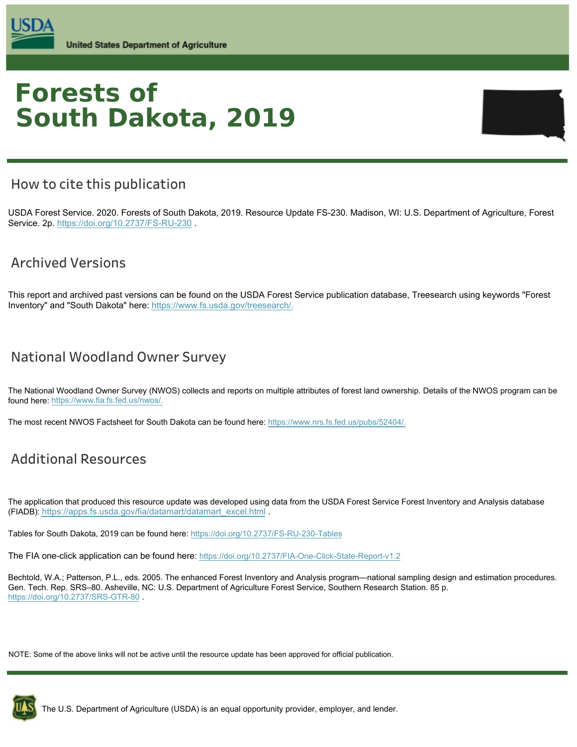United States Department of Agriculture

# Forests of South Dakota, 2019

## How to cite this publication

USDA Forest Service. 2020. Forests of South Dakota, 2019. Resource Update FS-230. Madison, WI: U.S. Department of Agriculture, Forest Service. 2p. https://doi.org/10.2737/FS-RU-230 .

## Archived Versions

This report and archived past versions can be found on the USDA Forest Service publication database, Treesearch using keywords "Forest Inventory" and "South Dakota" here: https://www.fs.usda.gov/treesearch/.

## National Woodland Owner Survey

The National Woodland Owner Survey (NWOS) collects and reports on multiple attributes of forest land ownership. Details of the NWOS program can be found here: https://www.fia.fs.fed.us/nwos/.

The most recent NWOS Factsheet for South Dakota can be found here: https://www.nrs.fs.fed.us/pubs/52404/.

## Additional Resources

The application that produced this resource update was developed using data from the USDA Forest Service Forest Inventory and Analysis database (FIADB): https://apps.fs.usda.gov/fia/datamart/datamart_excel.html .

Tables for South Dakota, 2019 can be found here: https://doi.org/10.2737/FS-RU-230-Tables

The FIA one-click application can be found here: https://doi.org/10.2737/FIA-One-Click-State-Report-v1.2

Bechtold, W.A.; Patterson, P.L., eds. 2005. The enhanced Forest Inventory and Analysis program—national sampling design and estimation procedures. Gen. Tech. Rep. SRS–80. Asheville, NC: U.S. Department of Agriculture Forest Service, Southern Research Station. 85 p. https://doi.org/10.2737/SRS-GTR-80 .

NOTE: Some of the above links will not be active until the resource update has been approved for official publication.

The U.S. Department of Agriculture (USDA) is an equal opportunity provider, employer, and lender.